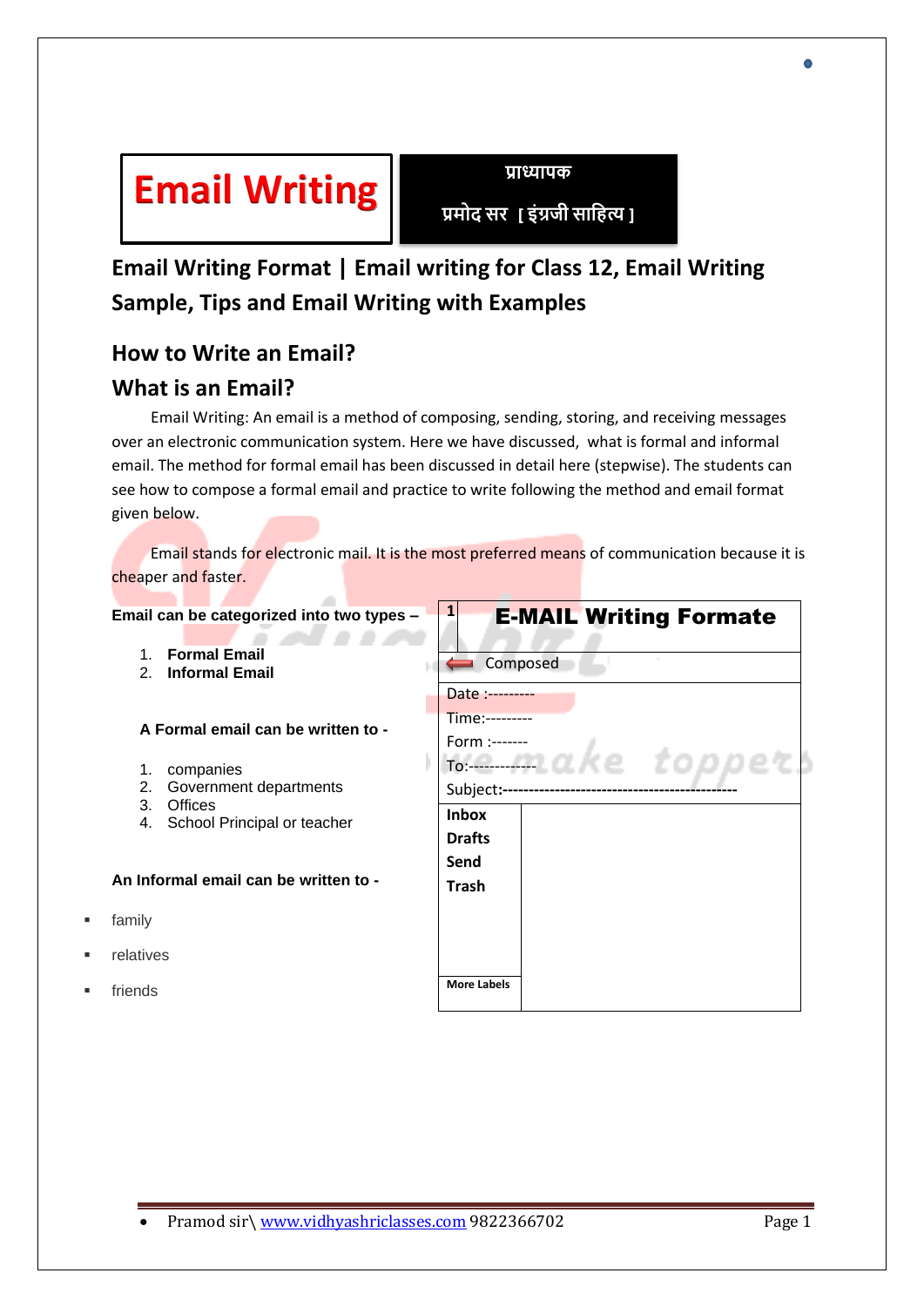# Email Writing

प्राध्यापक

प्रमोद सर [ इंग्रजी साहित्य ]

## Email Writing Format | Email writing for Class 12, Email Writing Sample, Tips and Email Writing with Examples

## How to Write an Email?

## What is an Email?

Email Writing: An email is a method of composing, sending, storing, and receiving messages over an electronic communication system. Here we have discussed, what is formal and informal email. The method for formal email has been discussed in detail here (stepwise). The students can see how to compose a formal email and practice to write following the method and email format given below.

Email stands for electronic mail. It is the most preferred means of communication because it is cheaper and faster.

**Email can be categorized into two types –**

1. **Formal Email**
2. **Informal Email**

**A Formal email can be written to -**

1. companies
2. Government departments
3. Offices
4. School Principal or teacher

**An Informal email can be written to -**

- family
- relatives
- friends

| 1 | **E-MAIL Writing Formate** |
|---|---|
| Composed | |
| Date :---------<br>Time:---------<br>Form :-------<br>To:------------<br>Subject:--------------------------------------------- | |
| **Inbox**<br>**Drafts**<br>**Send**<br>**Trash** | |
| **More Labels** | |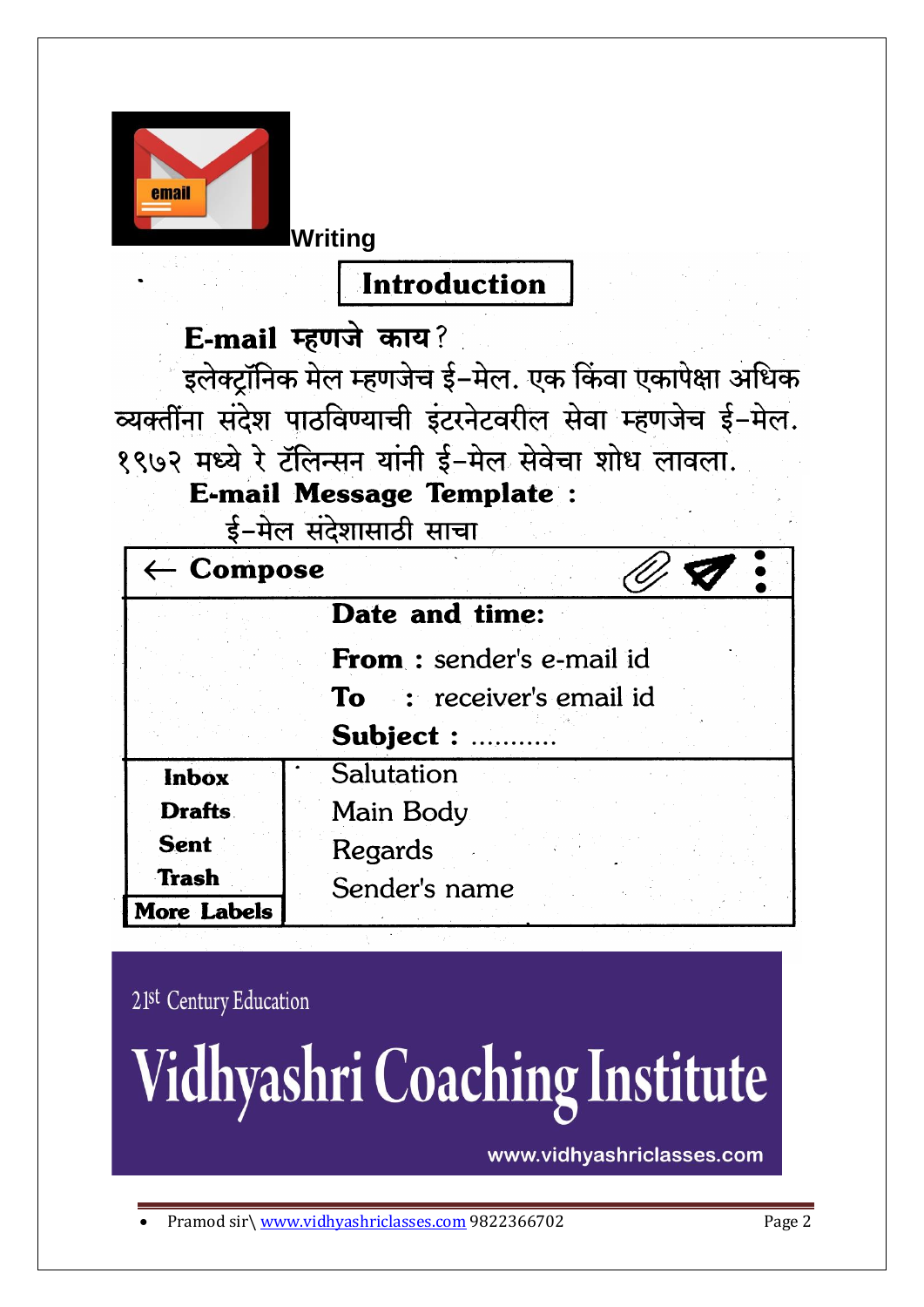Writing

## Introduction

### E-mail म्हणजे काय?

इलेक्ट्रॉनिक मेल म्हणजेच ई-मेल. एक किंवा एकापेक्षा अधिक व्यक्तींना संदेश पाठविण्याची इंटरनेटवरील सेवा म्हणजेच ई-मेल. १९७२ मध्ये रे टॉलिन्सन यांनी ई-मेल सेवेचा शोध लावला.

### E-mail Message Template :

ई-मेल संदेशासाठी साचा

| ← Compose | |
|---|---|
| | **Date and time:** |
| | **From :** sender's e-mail id |
| | **To :** receiver's email id |
| | **Subject :** ........... |
| **Inbox** | Salutation |
| **Drafts** | Main Body |
| **Sent** | Regards |
| **Trash** | Sender's name |
| **More Labels** | |

21st Century Education

**Vidhyashri Coaching Institute**

www.vidhyashriclasses.com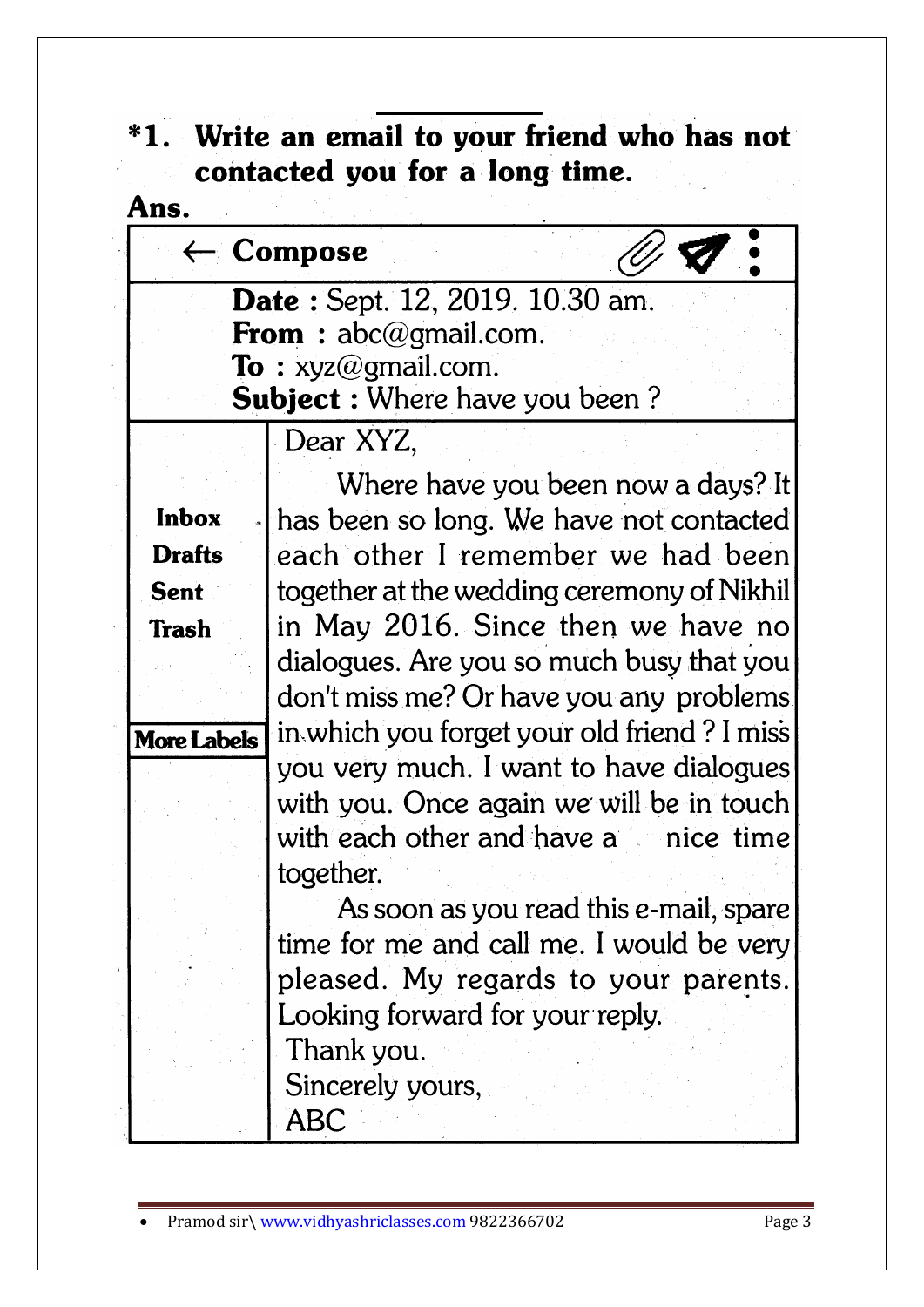**\*1. Write an email to your friend who has not contacted you for a long time.**

**Ans.**

**← Compose**

**Date :** Sept. 12, 2019. 10.30 am.
**From :** abc@gmail.com.
**To :** xyz@gmail.com.
**Subject :** Where have you been ?

**Inbox**
**Drafts**
**Sent**
**Trash**

**More Labels**

Dear XYZ,

Where have you been now a days? It has been so long. We have not contacted each other I remember we had been together at the wedding ceremony of Nikhil in May 2016. Since then we have no dialogues. Are you so much busy that you don't miss me? Or have you any problems in which you forget your old friend ? I miss you very much. I want to have dialogues with you. Once again we will be in touch with each other and have a nice time together.

As soon as you read this e-mail, spare time for me and call me. I would be very pleased. My regards to your parents. Looking forward for your reply.

Thank you.
Sincerely yours,
ABC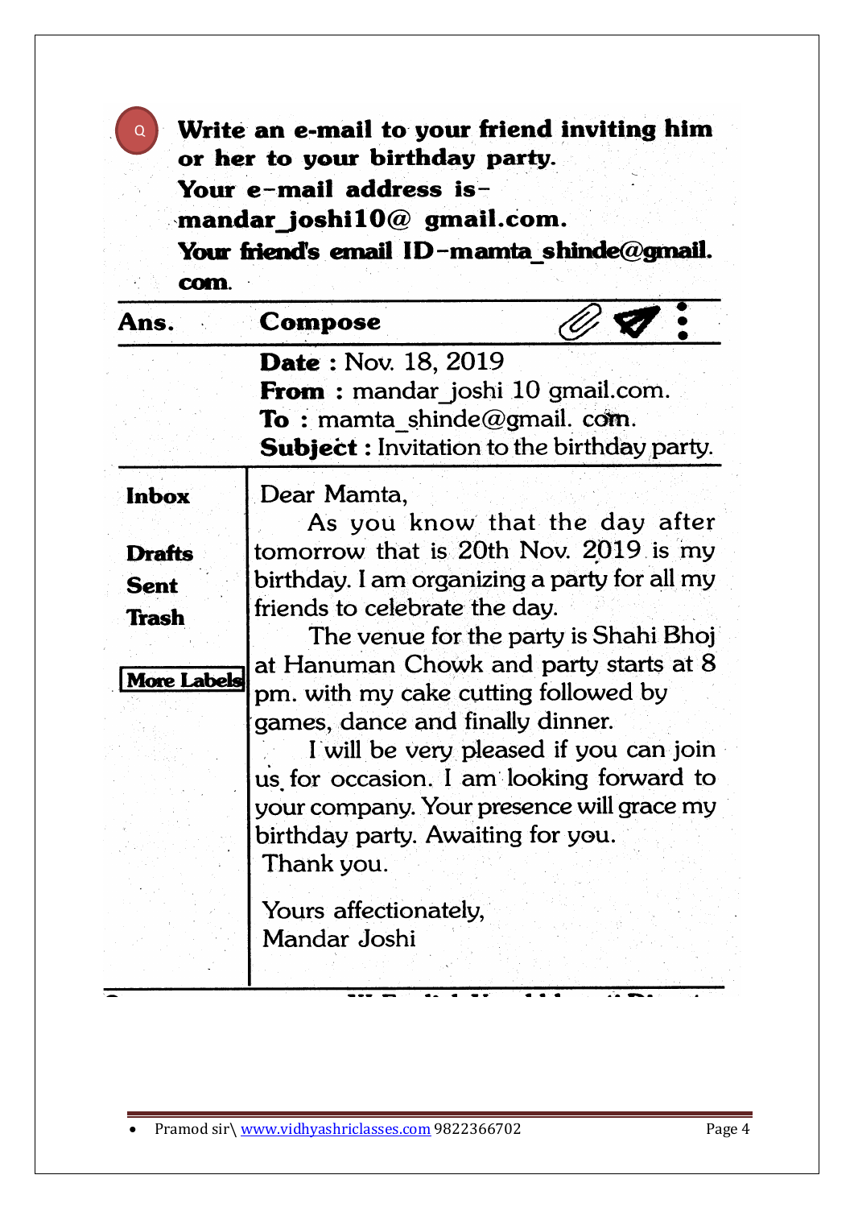**Q** **Write an e-mail to your friend inviting him or her to your birthday party.**
**Your e-mail address is- mandar_joshi10@ gmail.com.**
**Your friend's email ID-mamta_shinde@gmail. com.**

**Ans.** **Compose**

**Date :** Nov. 18, 2019
**From :** mandar_joshi 10 gmail.com.
**To :** mamta_shinde@gmail. com.
**Subject :** Invitation to the birthday party.

**Inbox**
**Drafts**
**Sent**
**Trash**
**More Labels**

Dear Mamta,

As you know that the day after tomorrow that is 20th Nov. 2019 is my birthday. I am organizing a party for all my friends to celebrate the day.

The venue for the party is Shahi Bhoj at Hanuman Chowk and party starts at 8 pm. with my cake cutting followed by games, dance and finally dinner.

I will be very pleased if you can join us for occasion. I am looking forward to your company. Your presence will grace my birthday party. Awaiting for you.

Thank you.

Yours affectionately,
Mandar Joshi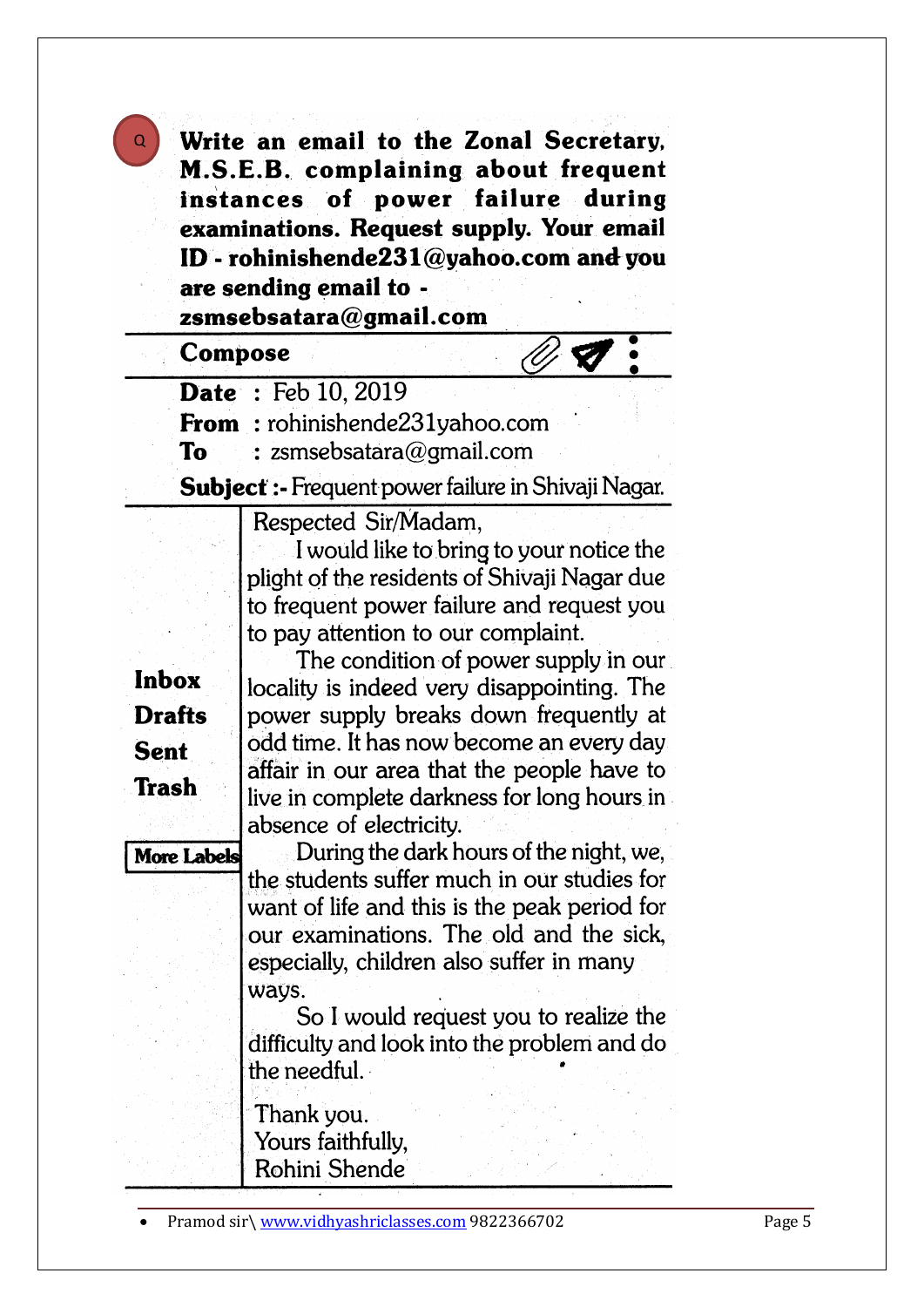Q **Write an email to the Zonal Secretary, M.S.E.B. complaining about frequent instances of power failure during examinations. Request supply. Your email ID - rohinishende231@yahoo.com and you are sending email to - zsmsebsatara@gmail.com**

**Compose**

**Date** : Feb 10, 2019
**From** : rohinishende231yahoo.com
**To** : zsmsebsatara@gmail.com

**Subject :-** Frequent power failure in Shivaji Nagar.

**Inbox**
**Drafts**
**Sent**
**Trash**

**More Labels**

Respected Sir/Madam,

I would like to bring to your notice the plight of the residents of Shivaji Nagar due to frequent power failure and request you to pay attention to our complaint.

The condition of power supply in our locality is indeed very disappointing. The power supply breaks down frequently at odd time. It has now become an every day affair in our area that the people have to live in complete darkness for long hours in absence of electricity.

During the dark hours of the night, we, the students suffer much in our studies for want of life and this is the peak period for our examinations. The old and the sick, especially, children also suffer in many ways.

So I would request you to realize the difficulty and look into the problem and do the needful.

Thank you.
Yours faithfully,
Rohini Shende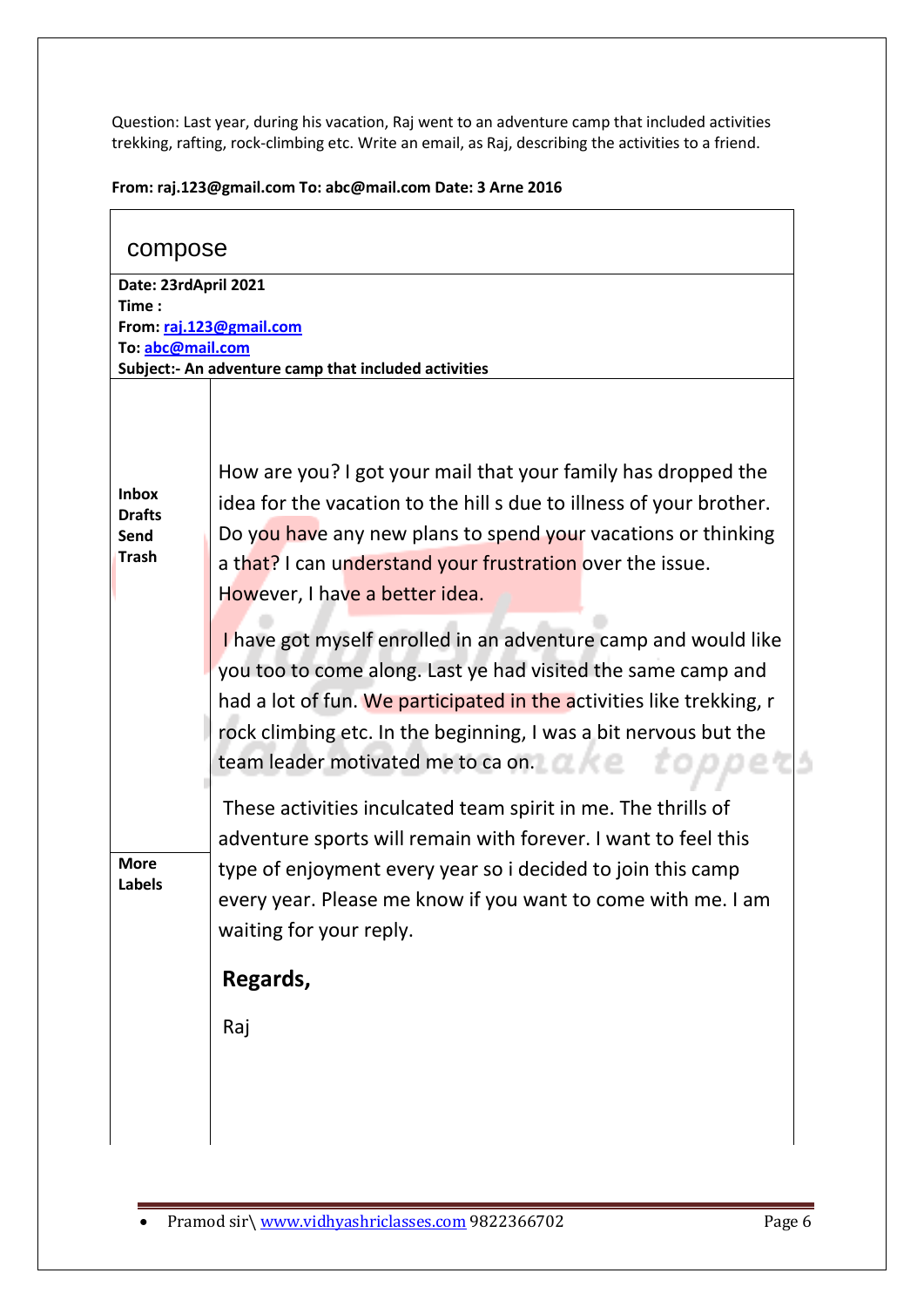Question: Last year, during his vacation, Raj went to an adventure camp that included activities trekking, rafting, rock-climbing etc. Write an email, as Raj, describing the activities to a friend.

**From: raj.123@gmail.com To: abc@mail.com Date: 3 Arne 2016**

compose

**Date: 23rdApril 2021**
**Time :**
**From: raj.123@gmail.com**
**To: abc@mail.com**
**Subject:- An adventure camp that included activities**

**Inbox**
**Drafts**
**Send**
**Trash**

How are you? I got your mail that your family has dropped the idea for the vacation to the hill s due to illness of your brother. Do you have any new plans to spend your vacations or thinking a that? I can understand your frustration over the issue. However, I have a better idea.

I have got myself enrolled in an adventure camp and would like you too to come along. Last ye had visited the same camp and had a lot of fun. We participated in the activities like trekking, r rock climbing etc. In the beginning, I was a bit nervous but the team leader motivated me to ca on.

These activities inculcated team spirit in me. The thrills of adventure sports will remain with forever. I want to feel this type of enjoyment every year so i decided to join this camp every year. Please me know if you want to come with me. I am waiting for your reply.

**More**
**Labels**

**Regards,**

Raj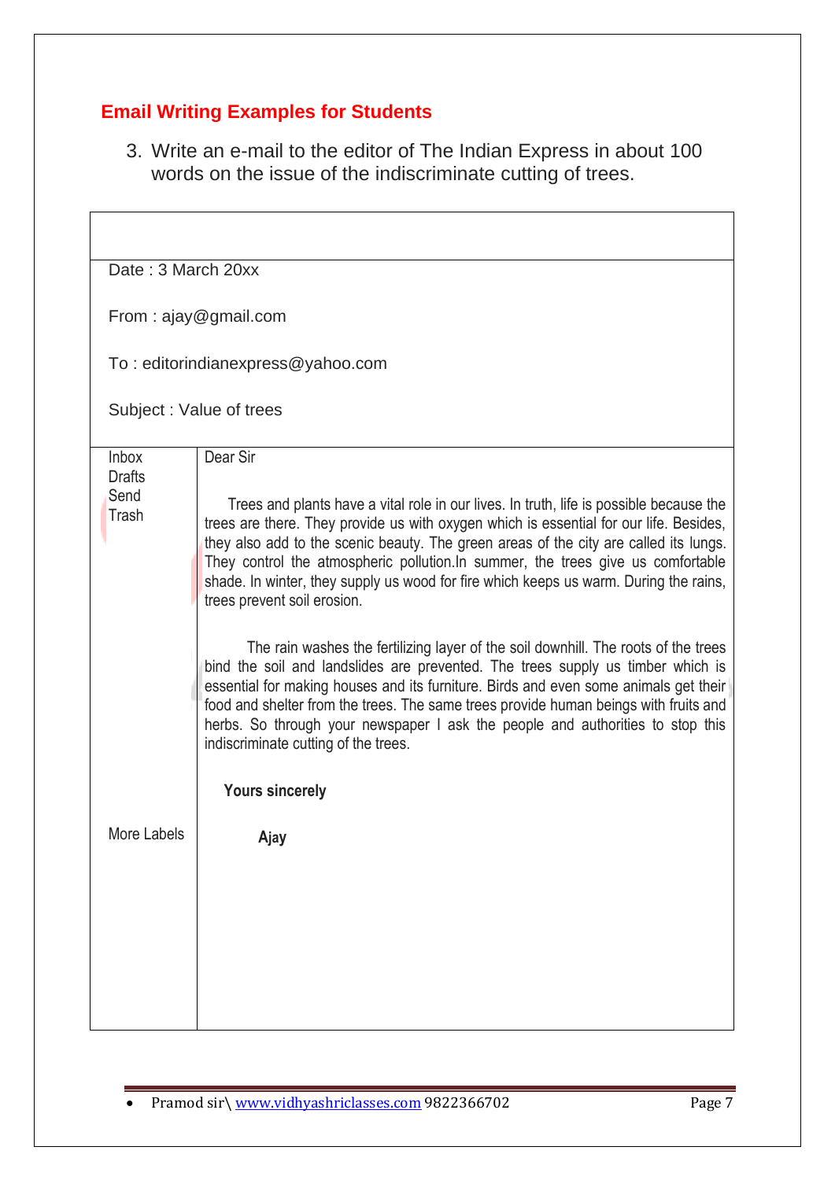## Email Writing Examples for Students

3. Write an e-mail to the editor of The Indian Express in about 100 words on the issue of the indiscriminate cutting of trees.

Date : 3 March 20xx

From : ajay@gmail.com

To : editorindianexpress@yahoo.com

Subject : Value of trees

| Inbox<br>Drafts<br>Send<br>Trash<br><br><br><br><br><br><br><br><br><br><br><br><br><br>More Labels | Dear Sir<br><br>Trees and plants have a vital role in our lives. In truth, life is possible because the trees are there. They provide us with oxygen which is essential for our life. Besides, they also add to the scenic beauty. The green areas of the city are called its lungs. They control the atmospheric pollution.In summer, the trees give us comfortable shade. In winter, they supply us wood for fire which keeps us warm. During the rains, trees prevent soil erosion.<br><br>The rain washes the fertilizing layer of the soil downhill. The roots of the trees bind the soil and landslides are prevented. The trees supply us timber which is essential for making houses and its furniture. Birds and even some animals get their food and shelter from the trees. The same trees provide human beings with fruits and herbs. So through your newspaper I ask the people and authorities to stop this indiscriminate cutting of the trees.<br><br>**Yours sincerely**<br><br>**Ajay** |
|---|---|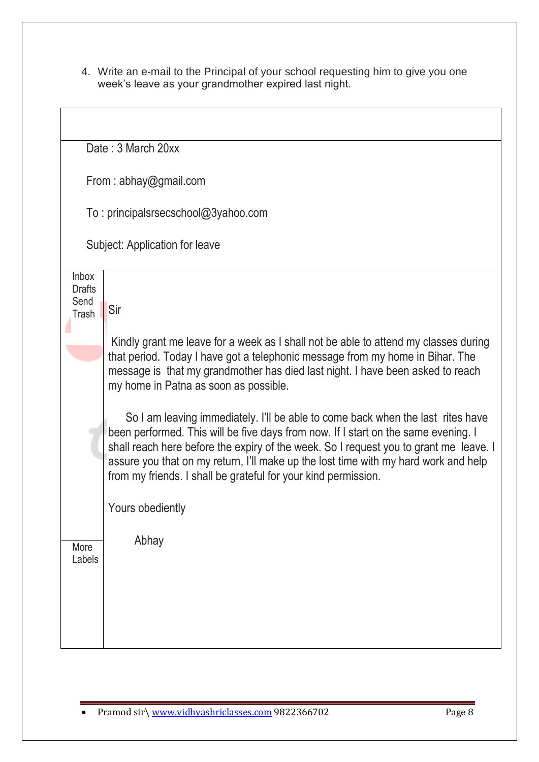4. Write an e-mail to the Principal of your school requesting him to give you one week's leave as your grandmother expired last night.

Date : 3 March 20xx

From : abhay@gmail.com

To : principalsrsecschool@3yahoo.com

Subject: Application for leave

Inbox
Drafts
Send
Trash

Sir

Kindly grant me leave for a week as I shall not be able to attend my classes during that period. Today I have got a telephonic message from my home in Bihar. The message is that my grandmother has died last night. I have been asked to reach my home in Patna as soon as possible.

So I am leaving immediately. I'll be able to come back when the last rites have been performed. This will be five days from now. If I start on the same evening. I shall reach here before the expiry of the week. So I request you to grant me leave. I assure you that on my return, I'll make up the lost time with my hard work and help from my friends. I shall be grateful for your kind permission.

Yours obediently

Abhay

More
Labels